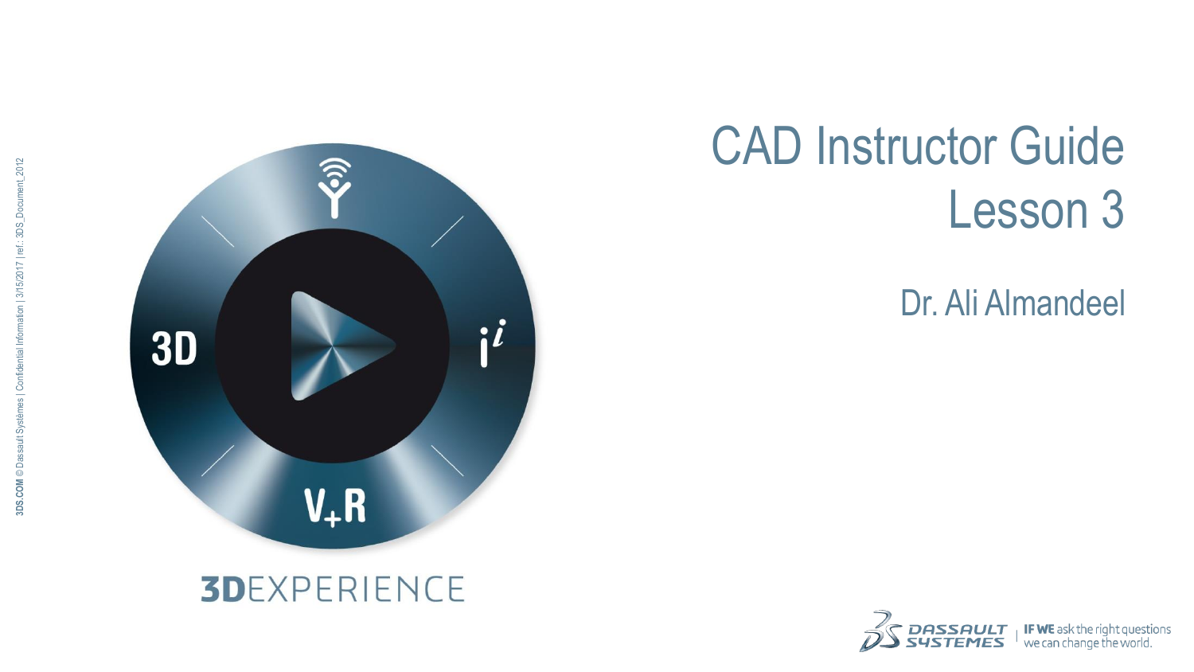# CAD Instructor Guide
# Lesson 3

Dr. Ali Almandeel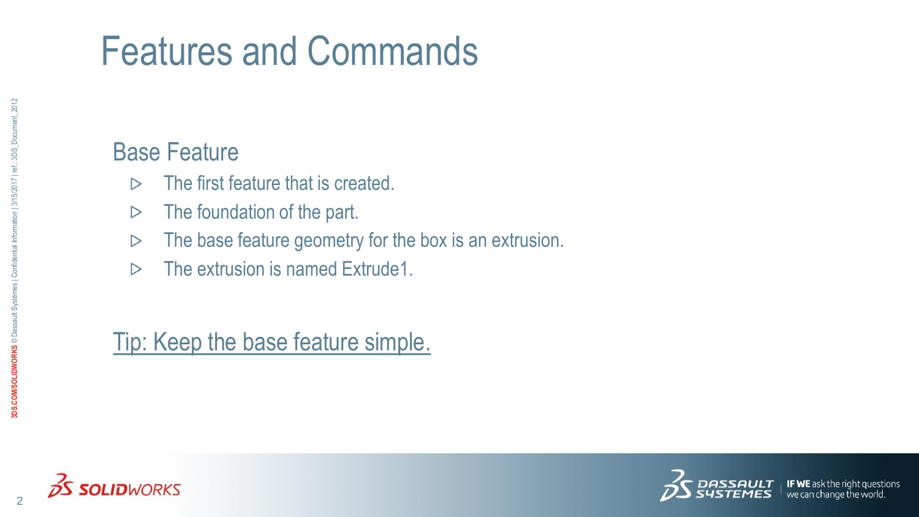# Features and Commands

## Base Feature

- The first feature that is created.
- The foundation of the part.
- The base feature geometry for the box is an extrusion.
- The extrusion is named Extrude1.

Tip: Keep the base feature simple.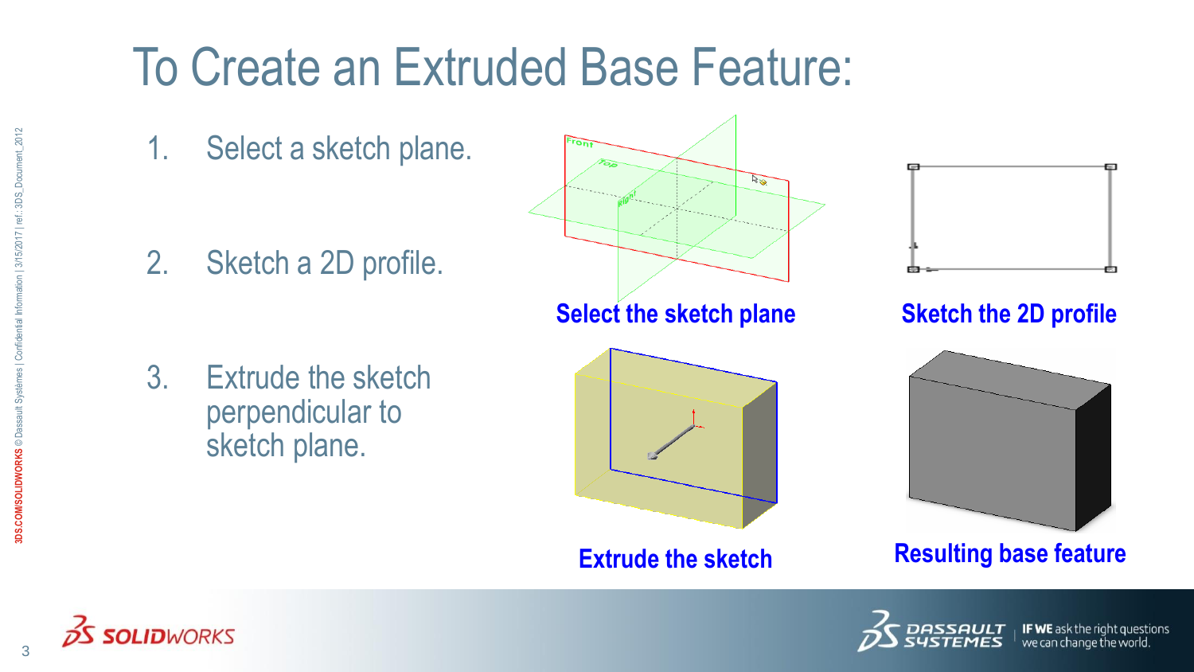# To Create an Extruded Base Feature:

1. Select a sketch plane.
2. Sketch a 2D profile.
3. Extrude the sketch perpendicular to sketch plane.

Select the sketch plane

Sketch the 2D profile

Extrude the sketch

Resulting base feature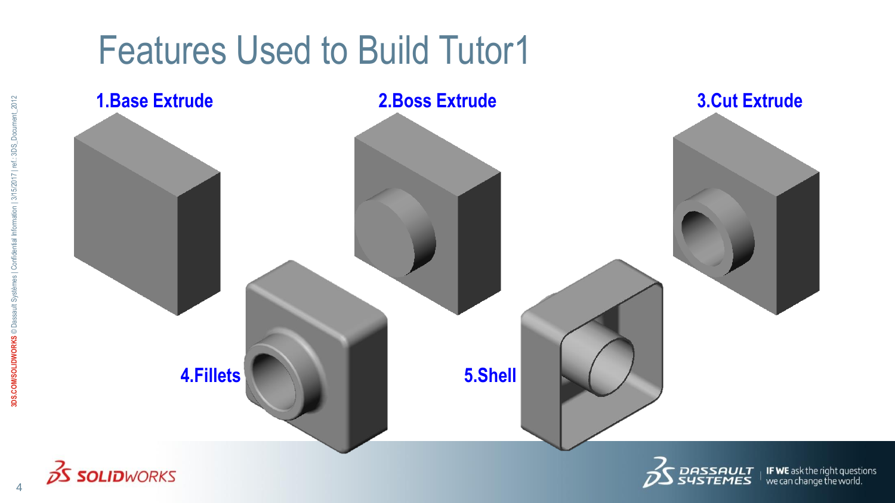# Features Used to Build Tutor1

1. Base Extrude
2. Boss Extrude
3. Cut Extrude
4. Fillets
5. Shell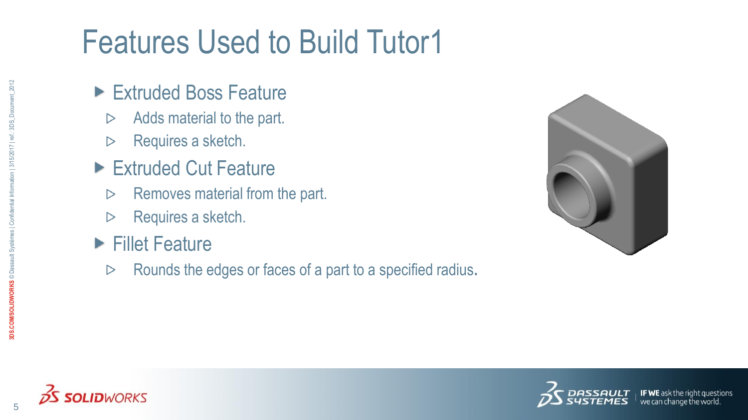# Features Used to Build Tutor1

- Extruded Boss Feature
  - Adds material to the part.
  - Requires a sketch.
- Extruded Cut Feature
  - Removes material from the part.
  - Requires a sketch.
- Fillet Feature
  - Rounds the edges or faces of a part to a specified radius.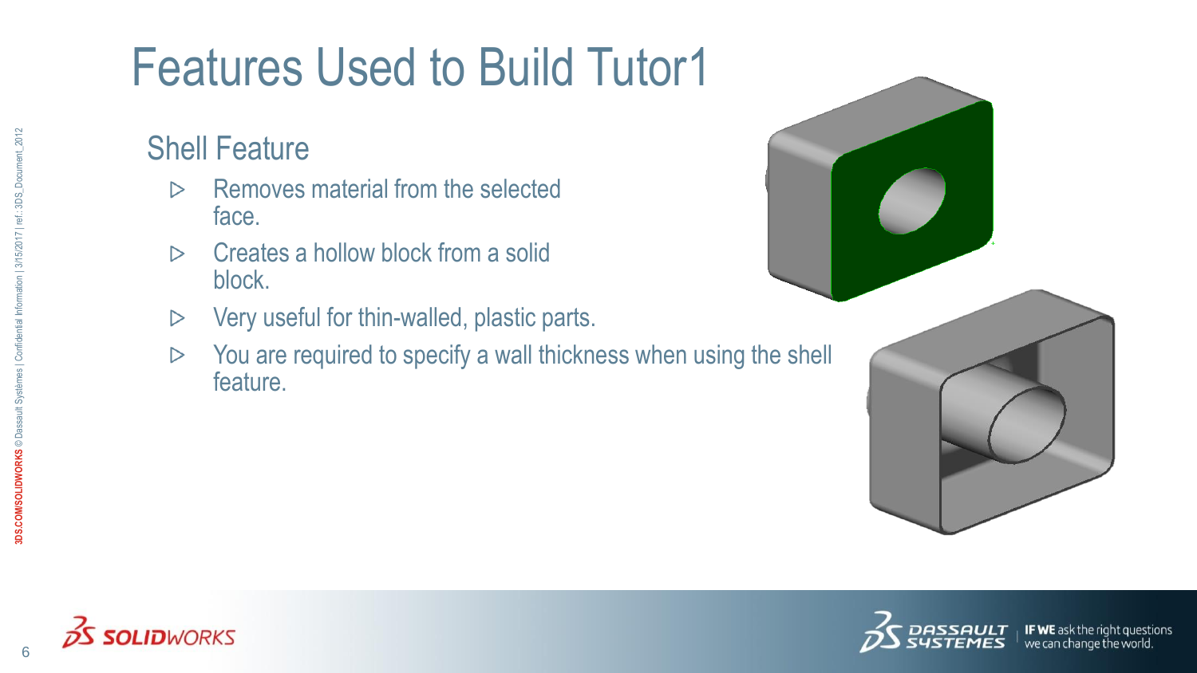# Features Used to Build Tutor1

## Shell Feature

- Removes material from the selected face.
- Creates a hollow block from a solid block.
- Very useful for thin-walled, plastic parts.
- You are required to specify a wall thickness when using the shell feature.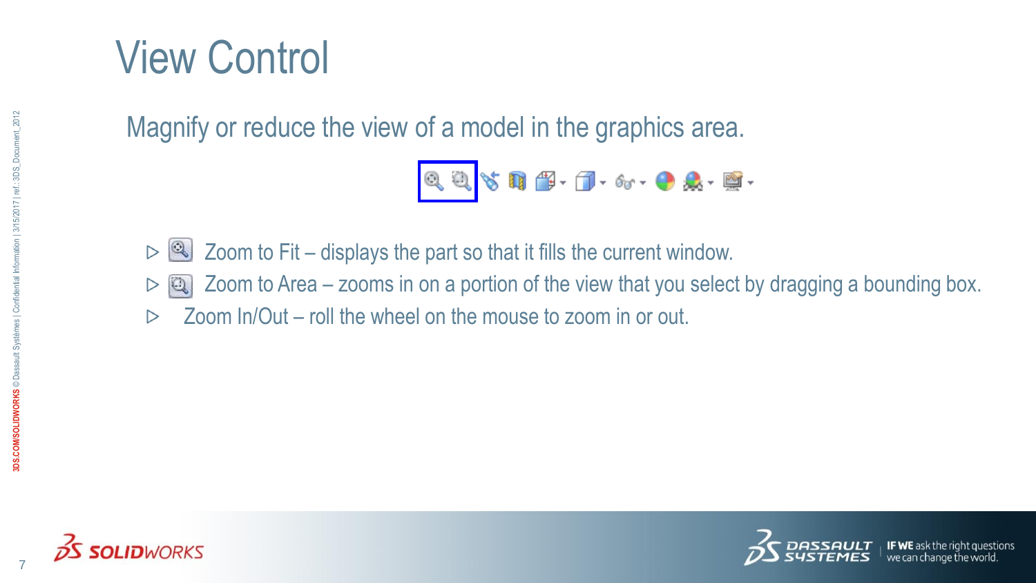# View Control

Magnify or reduce the view of a model in the graphics area.

- Zoom to Fit – displays the part so that it fills the current window.
- Zoom to Area – zooms in on a portion of the view that you select by dragging a bounding box.
- Zoom In/Out – roll the wheel on the mouse to zoom in or out.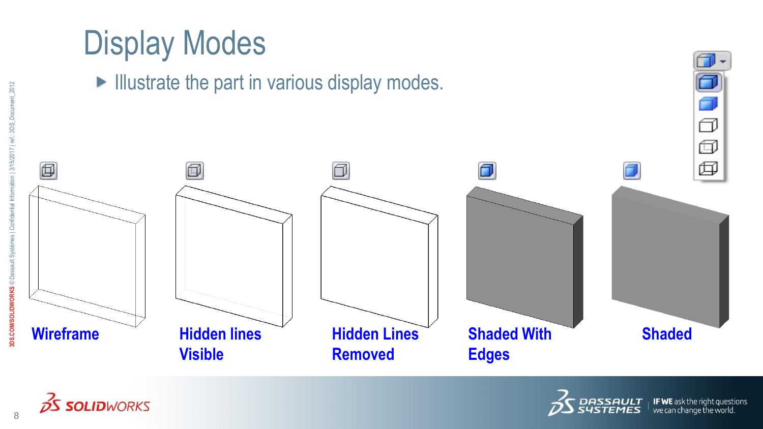# Display Modes

- Illustrate the part in various display modes.

Wireframe

Hidden lines Visible

Hidden Lines Removed

Shaded With Edges

Shaded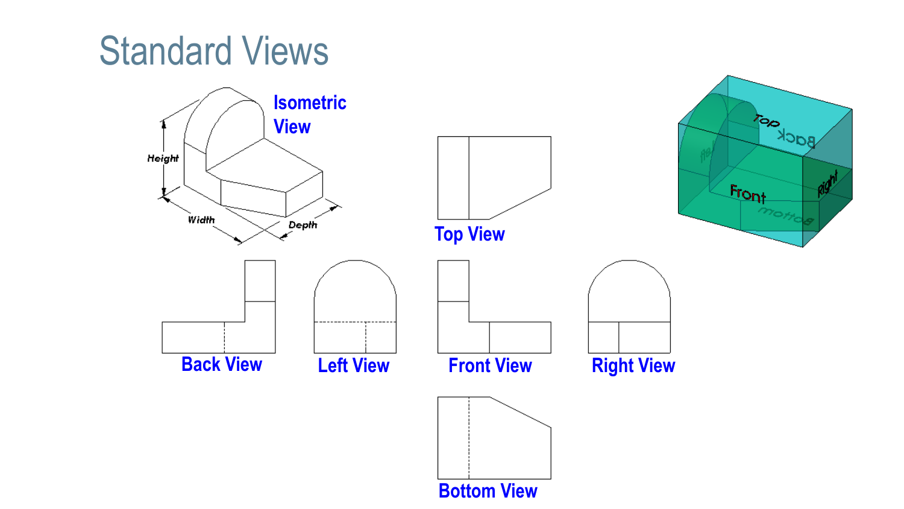# Standard Views

Isometric View

Height

Width

Depth

Top View

Back View

Left View

Front View

Right View

Bottom View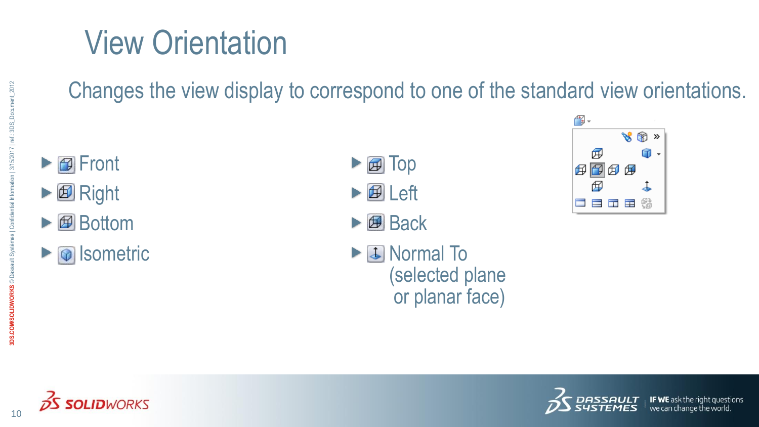# View Orientation

Changes the view display to correspond to one of the standard view orientations.

- Front
- Right
- Bottom
- Isometric
- Top
- Left
- Back
- Normal To (selected plane or planar face)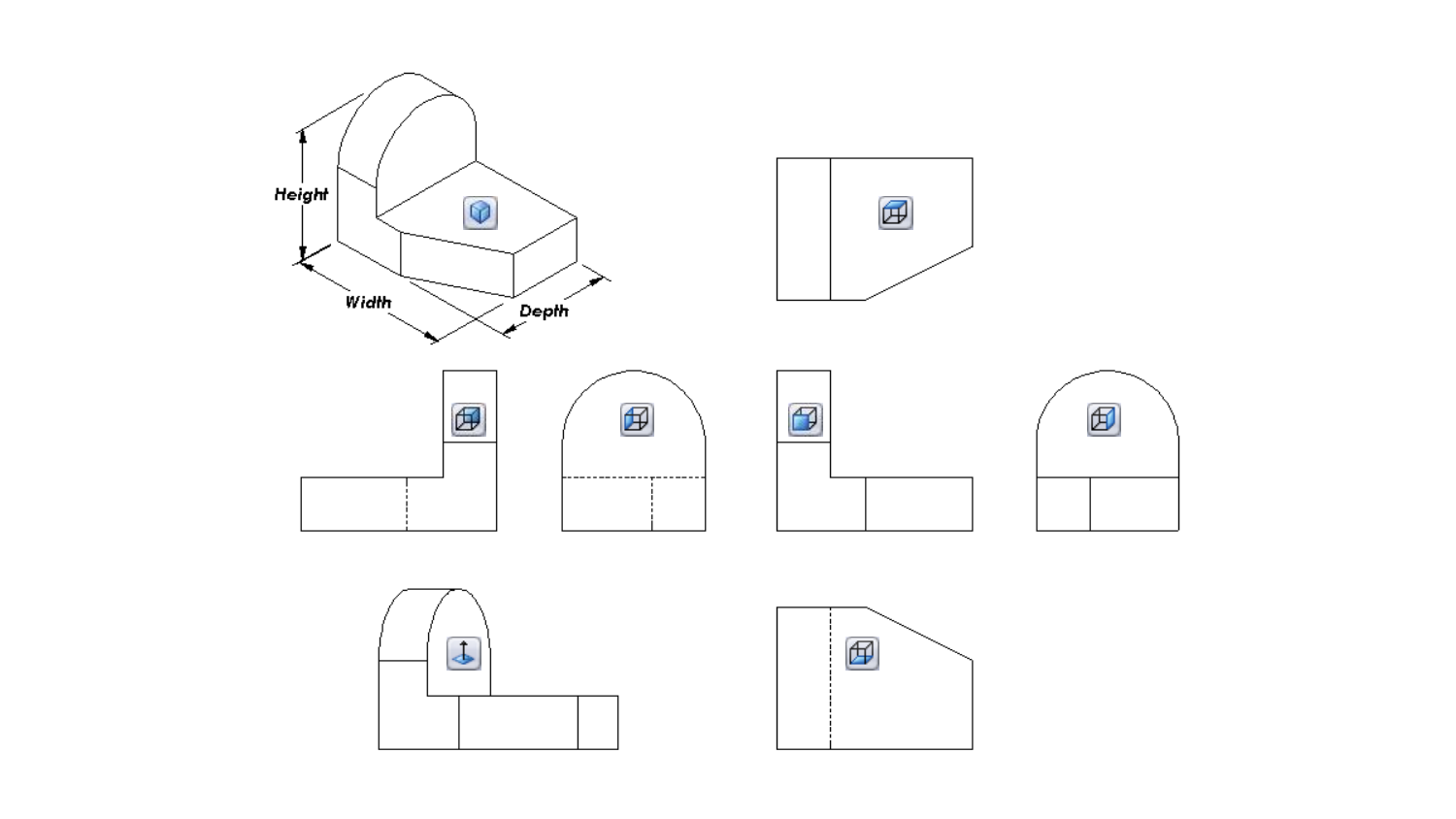Height

Width

Depth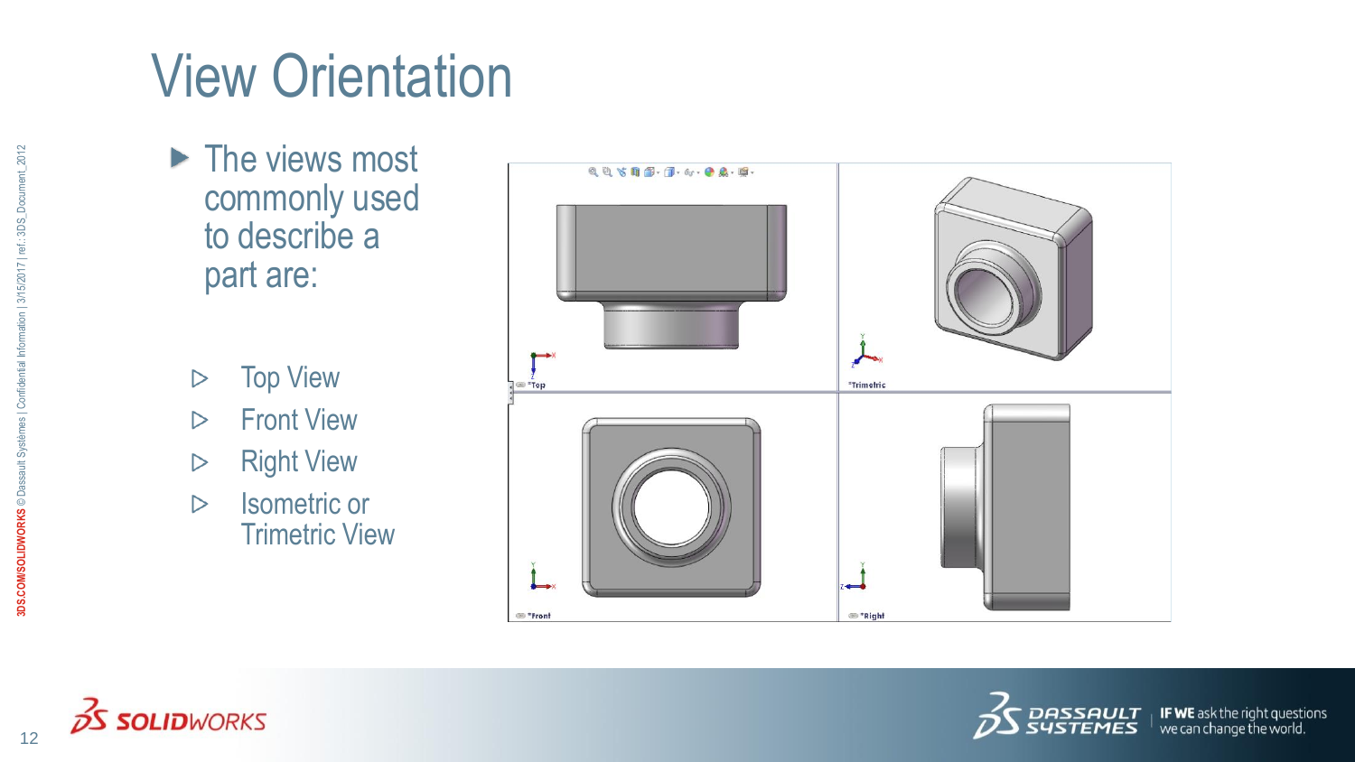# View Orientation

- The views most commonly used to describe a part are:
  - Top View
  - Front View
  - Right View
  - Isometric or Trimetric View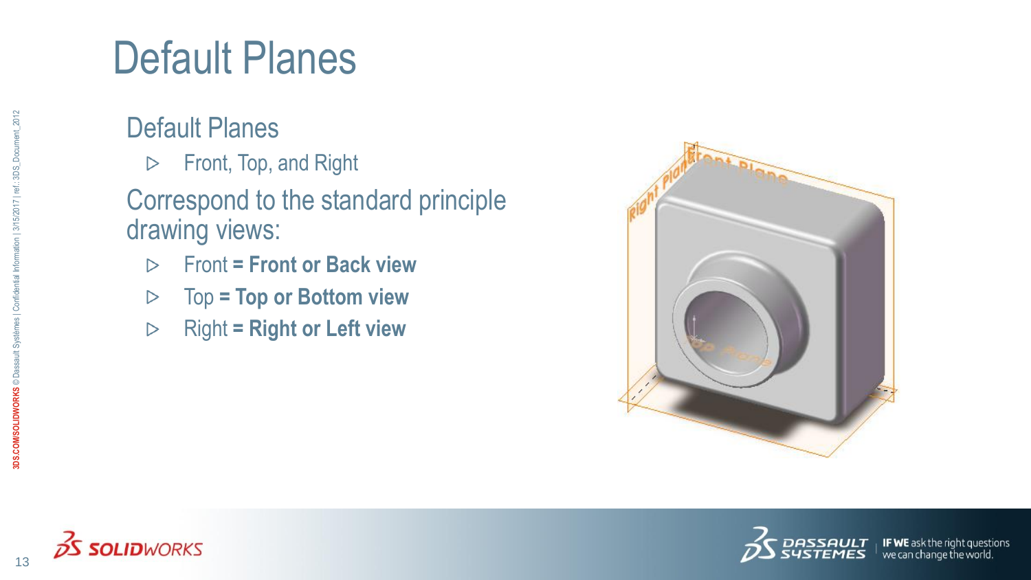# Default Planes

## Default Planes

- Front, Top, and Right

## Correspond to the standard principle drawing views:

- Front **= Front or Back view**
- Top **= Top or Bottom view**
- Right **= Right or Left view**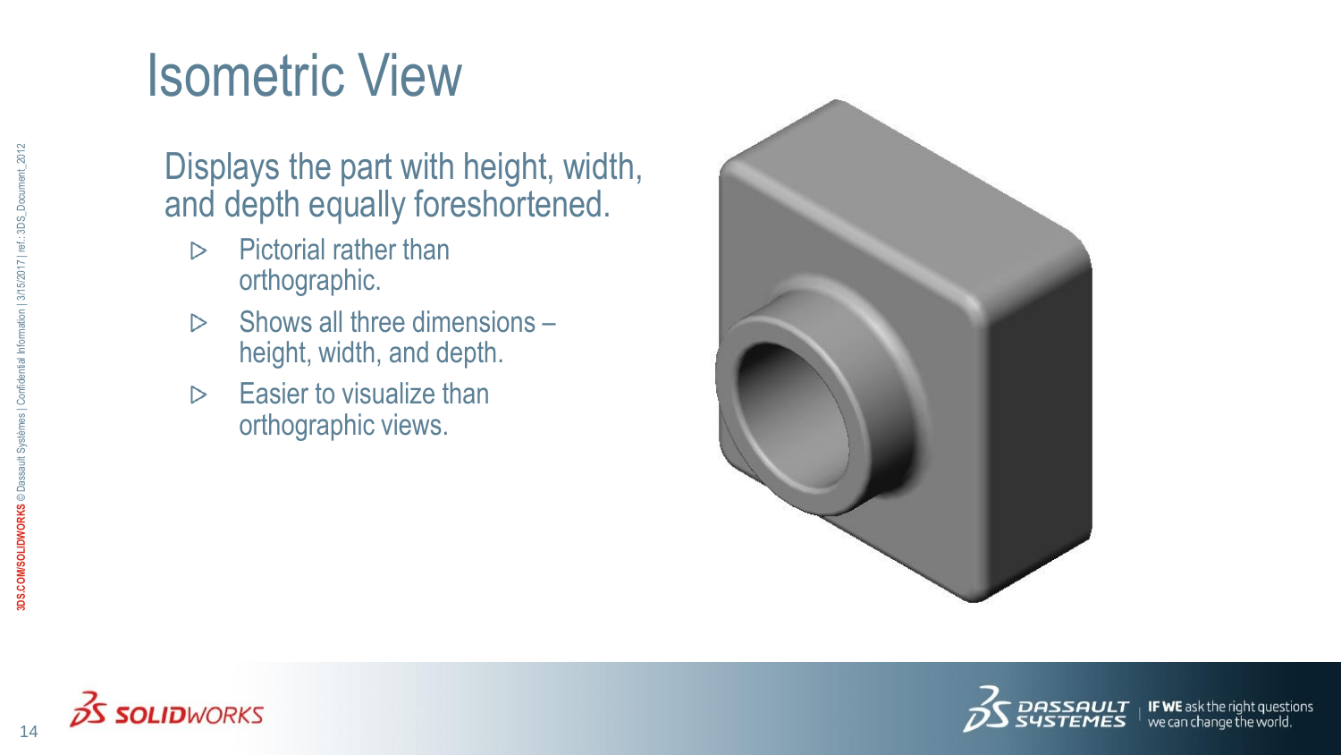# Isometric View

Displays the part with height, width, and depth equally foreshortened.

- Pictorial rather than orthographic.
- Shows all three dimensions – height, width, and depth.
- Easier to visualize than orthographic views.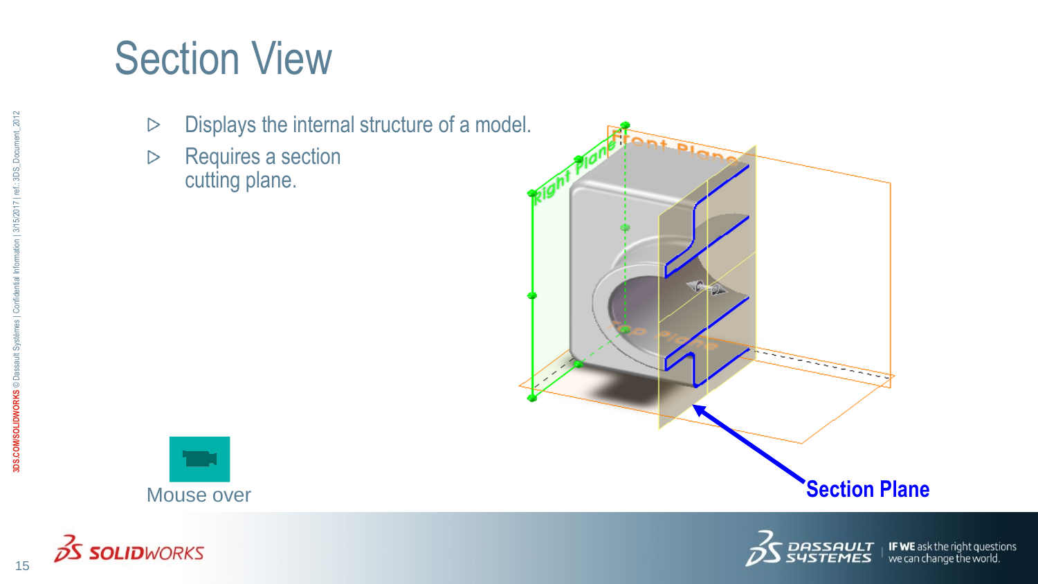# Section View

- Displays the internal structure of a model.
- Requires a section cutting plane.

Mouse over

Section Plane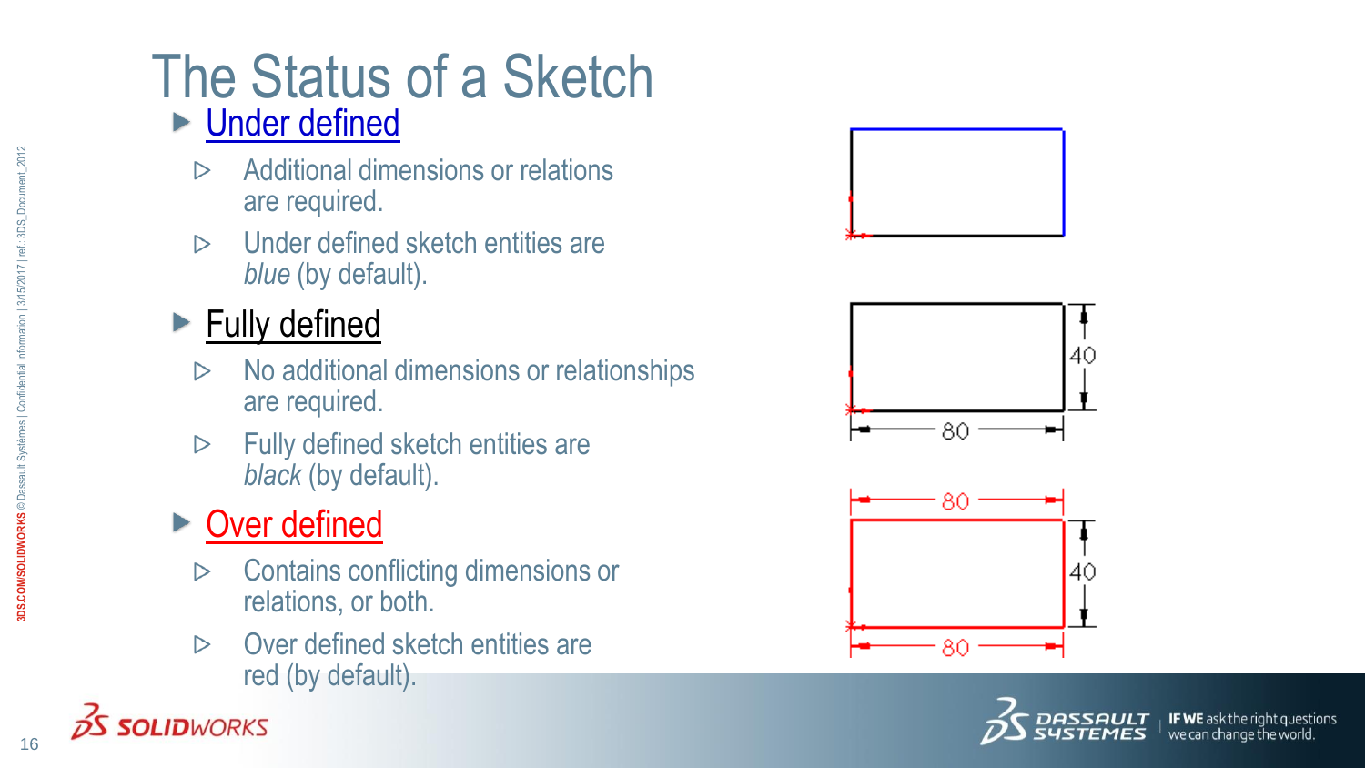# The Status of a Sketch

- Under defined
  - Additional dimensions or relations are required.
  - Under defined sketch entities are *blue* (by default).
- Fully defined
  - No additional dimensions or relationships are required.
  - Fully defined sketch entities are *black* (by default).
- Over defined
  - Contains conflicting dimensions or relations, or both.
  - Over defined sketch entities are red (by default).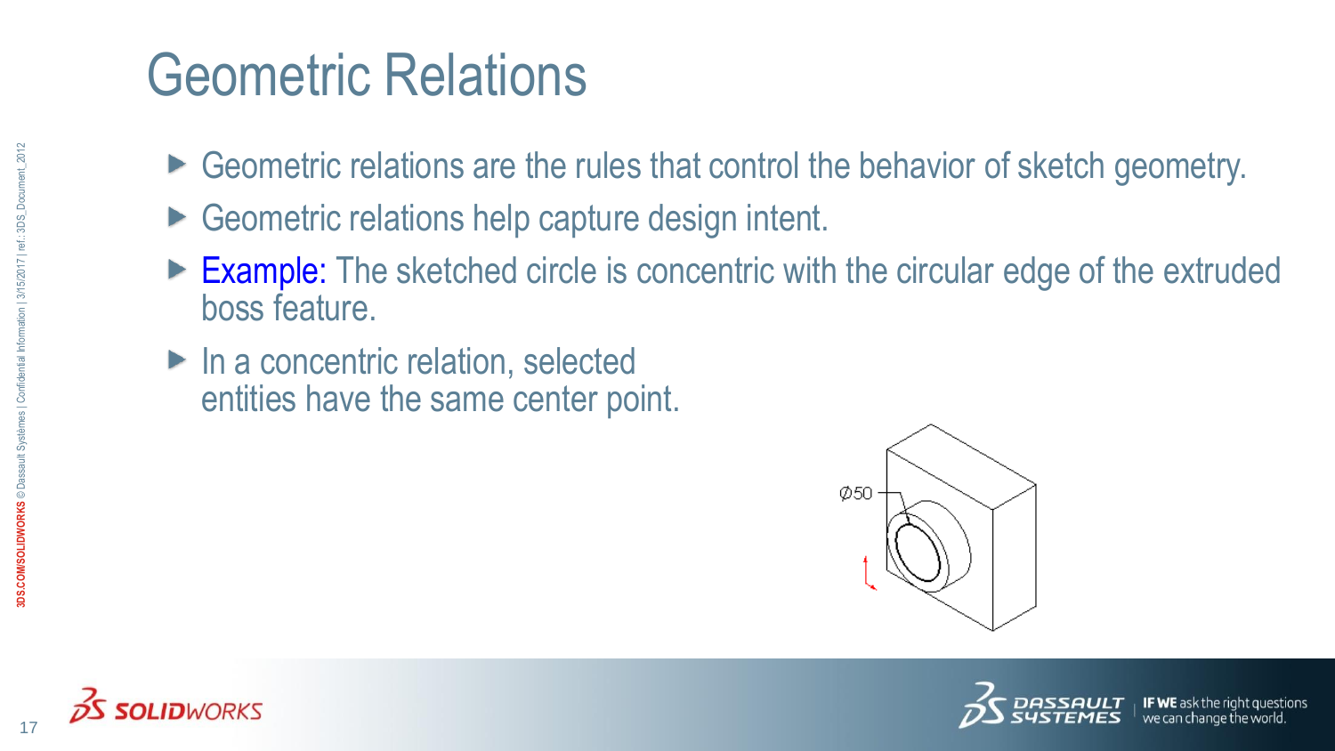# Geometric Relations

- Geometric relations are the rules that control the behavior of sketch geometry.
- Geometric relations help capture design intent.
- Example: The sketched circle is concentric with the circular edge of the extruded boss feature.
- In a concentric relation, selected entities have the same center point.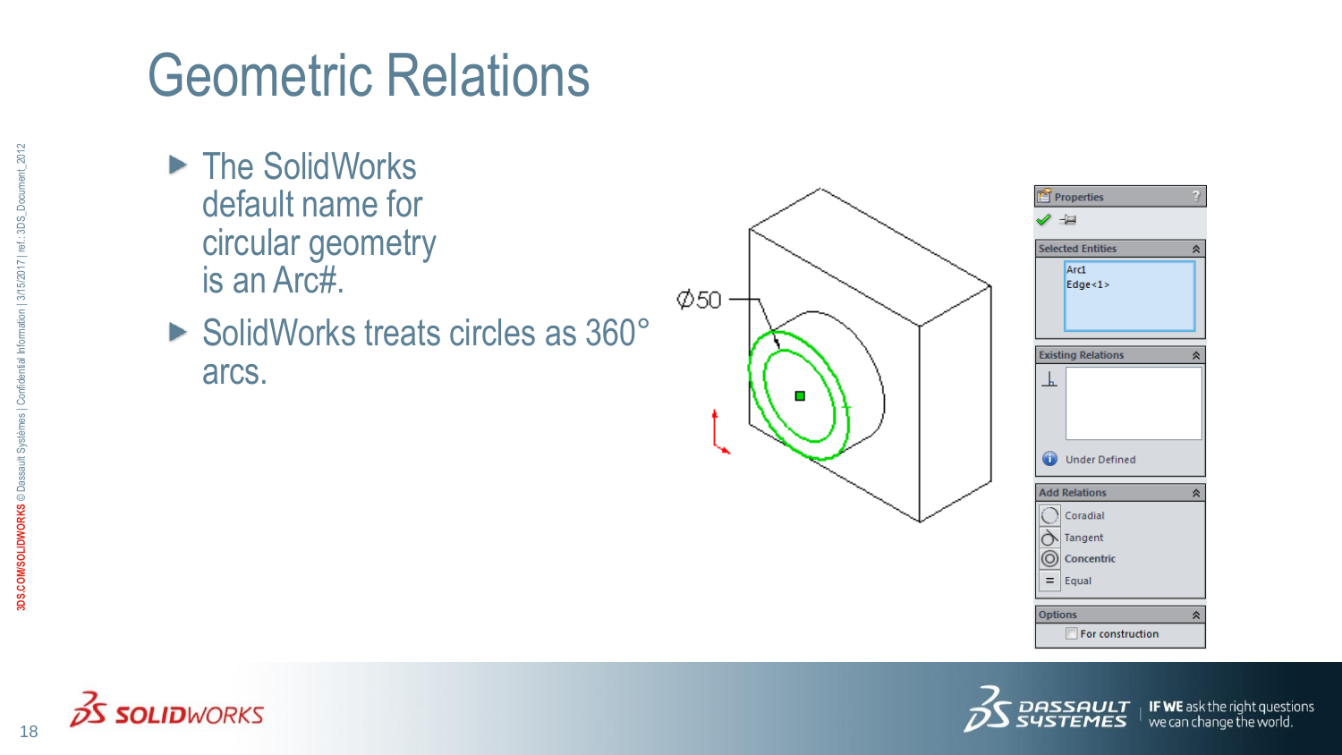# Geometric Relations

- The SolidWorks default name for circular geometry is an Arc#.
- SolidWorks treats circles as 360° arcs.

Ø50

Properties

Selected Entities

Arc1
Edge<1>

Existing Relations

Under Defined

Add Relations

Coradial
Tangent
Concentric
Equal

Options

For construction